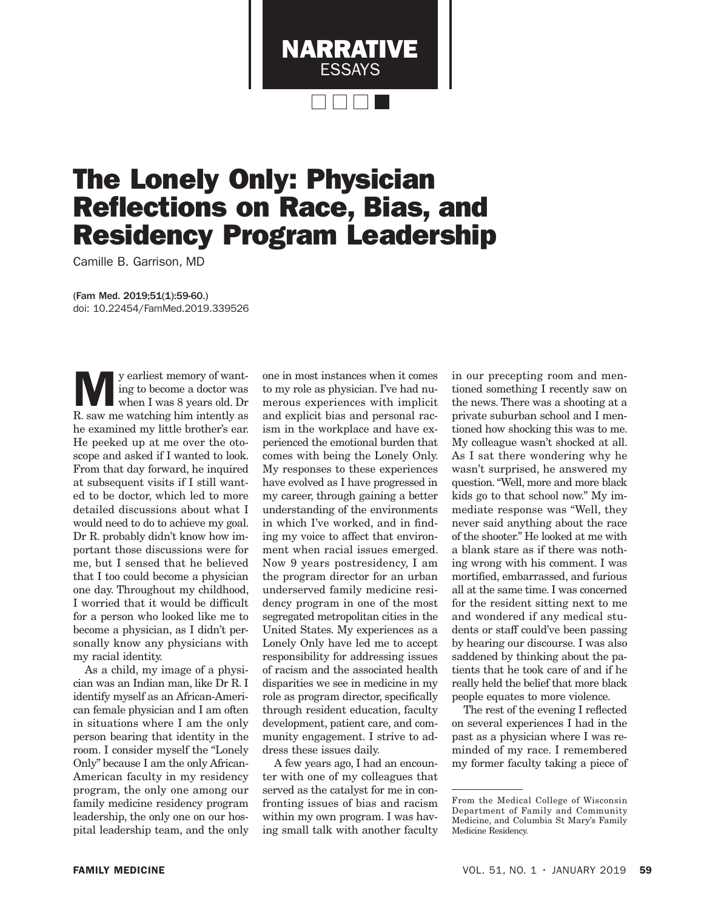NARRATIVE ESSAYS

# The Lonely Only: Physician Reflections on Race, Bias, and Residency Program Leadership

Camille B. Garrison, MD

(Fam Med. 2019;51(1):59-60.)
doi: 10.22454/FamMed.2019.339526

My earliest memory of wanting to become a doctor was when I was 8 years old. Dr R. saw me watching him intently as he examined my little brother's ear. He peeked up at me over the otoscope and asked if I wanted to look. From that day forward, he inquired at subsequent visits if I still wanted to be doctor, which led to more detailed discussions about what I would need to do to achieve my goal. Dr R. probably didn't know how important those discussions were for me, but I sensed that he believed that I too could become a physician one day. Throughout my childhood, I worried that it would be difficult for a person who looked like me to become a physician, as I didn't personally know any physicians with my racial identity.

As a child, my image of a physician was an Indian man, like Dr R. I identify myself as an African-American female physician and I am often in situations where I am the only person bearing that identity in the room. I consider myself the "Lonely Only" because I am the only African-American faculty in my residency program, the only one among our family medicine residency program leadership, the only one on our hospital leadership team, and the only one in most instances when it comes to my role as physician. I've had numerous experiences with implicit and explicit bias and personal racism in the workplace and have experienced the emotional burden that comes with being the Lonely Only. My responses to these experiences have evolved as I have progressed in my career, through gaining a better understanding of the environments in which I've worked, and in finding my voice to affect that environment when racial issues emerged. Now 9 years postresidency, I am the program director for an urban underserved family medicine residency program in one of the most segregated metropolitan cities in the United States. My experiences as a Lonely Only have led me to accept responsibility for addressing issues of racism and the associated health disparities we see in medicine in my role as program director, specifically through resident education, faculty development, patient care, and community engagement. I strive to address these issues daily.

A few years ago, I had an encounter with one of my colleagues that served as the catalyst for me in confronting issues of bias and racism within my own program. I was having small talk with another faculty in our precepting room and mentioned something I recently saw on the news. There was a shooting at a private suburban school and I mentioned how shocking this was to me. My colleague wasn't shocked at all. As I sat there wondering why he wasn't surprised, he answered my question. "Well, more and more black kids go to that school now." My immediate response was "Well, they never said anything about the race of the shooter." He looked at me with a blank stare as if there was nothing wrong with his comment. I was mortified, embarrassed, and furious all at the same time. I was concerned for the resident sitting next to me and wondered if any medical students or staff could've been passing by hearing our discourse. I was also saddened by thinking about the patients that he took care of and if he really held the belief that more black people equates to more violence.

The rest of the evening I reflected on several experiences I had in the past as a physician where I was reminded of my race. I remembered my former faculty taking a piece of

From the Medical College of Wisconsin Department of Family and Community Medicine, and Columbia St Mary's Family Medicine Residency.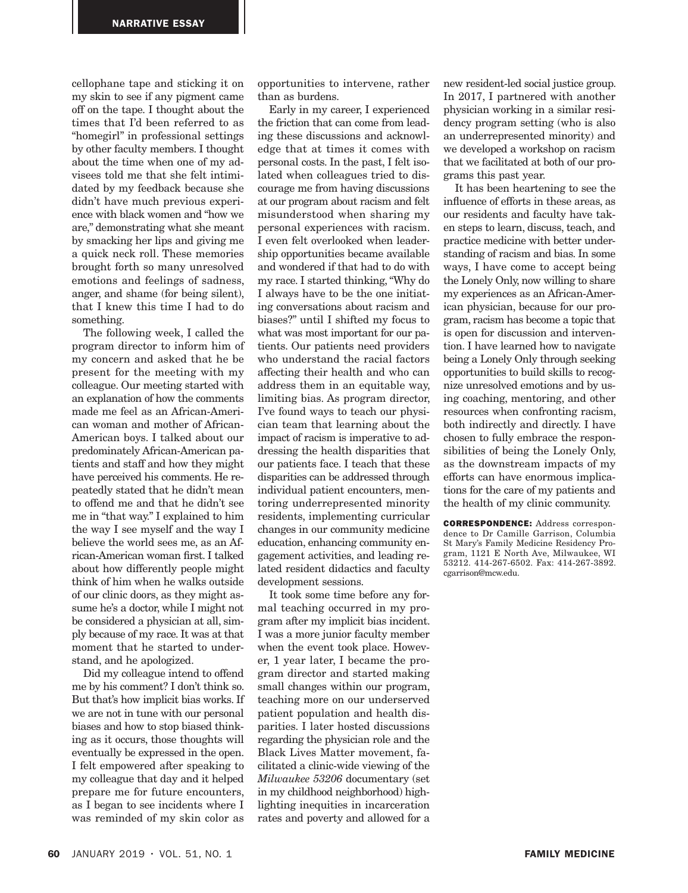cellophane tape and sticking it on my skin to see if any pigment came off on the tape. I thought about the times that I'd been referred to as "homegirl" in professional settings by other faculty members. I thought about the time when one of my advisees told me that she felt intimidated by my feedback because she didn't have much previous experience with black women and "how we are," demonstrating what she meant by smacking her lips and giving me a quick neck roll. These memories brought forth so many unresolved emotions and feelings of sadness, anger, and shame (for being silent), that I knew this time I had to do something.

The following week, I called the program director to inform him of my concern and asked that he be present for the meeting with my colleague. Our meeting started with an explanation of how the comments made me feel as an African-American woman and mother of African-American boys. I talked about our predominately African-American patients and staff and how they might have perceived his comments. He repeatedly stated that he didn't mean to offend me and that he didn't see me in "that way." I explained to him the way I see myself and the way I believe the world sees me, as an African-American woman first. I talked about how differently people might think of him when he walks outside of our clinic doors, as they might assume he's a doctor, while I might not be considered a physician at all, simply because of my race. It was at that moment that he started to understand, and he apologized.

Did my colleague intend to offend me by his comment? I don't think so. But that's how implicit bias works. If we are not in tune with our personal biases and how to stop biased thinking as it occurs, those thoughts will eventually be expressed in the open. I felt empowered after speaking to my colleague that day and it helped prepare me for future encounters, as I began to see incidents where I was reminded of my skin color as opportunities to intervene, rather than as burdens.

Early in my career, I experienced the friction that can come from leading these discussions and acknowledge that at times it comes with personal costs. In the past, I felt isolated when colleagues tried to discourage me from having discussions at our program about racism and felt misunderstood when sharing my personal experiences with racism. I even felt overlooked when leadership opportunities became available and wondered if that had to do with my race. I started thinking, "Why do I always have to be the one initiating conversations about racism and biases?" until I shifted my focus to what was most important for our patients. Our patients need providers who understand the racial factors affecting their health and who can address them in an equitable way, limiting bias. As program director, I've found ways to teach our physician team that learning about the impact of racism is imperative to addressing the health disparities that our patients face. I teach that these disparities can be addressed through individual patient encounters, mentoring underrepresented minority residents, implementing curricular changes in our community medicine education, enhancing community engagement activities, and leading related resident didactics and faculty development sessions.

It took some time before any formal teaching occurred in my program after my implicit bias incident. I was a more junior faculty member when the event took place. However, 1 year later, I became the program director and started making small changes within our program, teaching more on our underserved patient population and health disparities. I later hosted discussions regarding the physician role and the Black Lives Matter movement, facilitated a clinic-wide viewing of the *Milwaukee 53206* documentary (set in my childhood neighborhood) highlighting inequities in incarceration rates and poverty and allowed for a new resident-led social justice group. In 2017, I partnered with another physician working in a similar residency program setting (who is also an underrepresented minority) and we developed a workshop on racism that we facilitated at both of our programs this past year.

It has been heartening to see the influence of efforts in these areas, as our residents and faculty have taken steps to learn, discuss, teach, and practice medicine with better understanding of racism and bias. In some ways, I have come to accept being the Lonely Only, now willing to share my experiences as an African-American physician, because for our program, racism has become a topic that is open for discussion and intervention. I have learned how to navigate being a Lonely Only through seeking opportunities to build skills to recognize unresolved emotions and by using coaching, mentoring, and other resources when confronting racism, both indirectly and directly. I have chosen to fully embrace the responsibilities of being the Lonely Only, as the downstream impacts of my efforts can have enormous implications for the care of my patients and the health of my clinic community.

**CORRESPONDENCE:** Address correspondence to Dr Camille Garrison, Columbia St Mary's Family Medicine Residency Program, 1121 E North Ave, Milwaukee, WI 53212. 414-267-6502. Fax: 414-267-3892. cgarrison@mcw.edu.